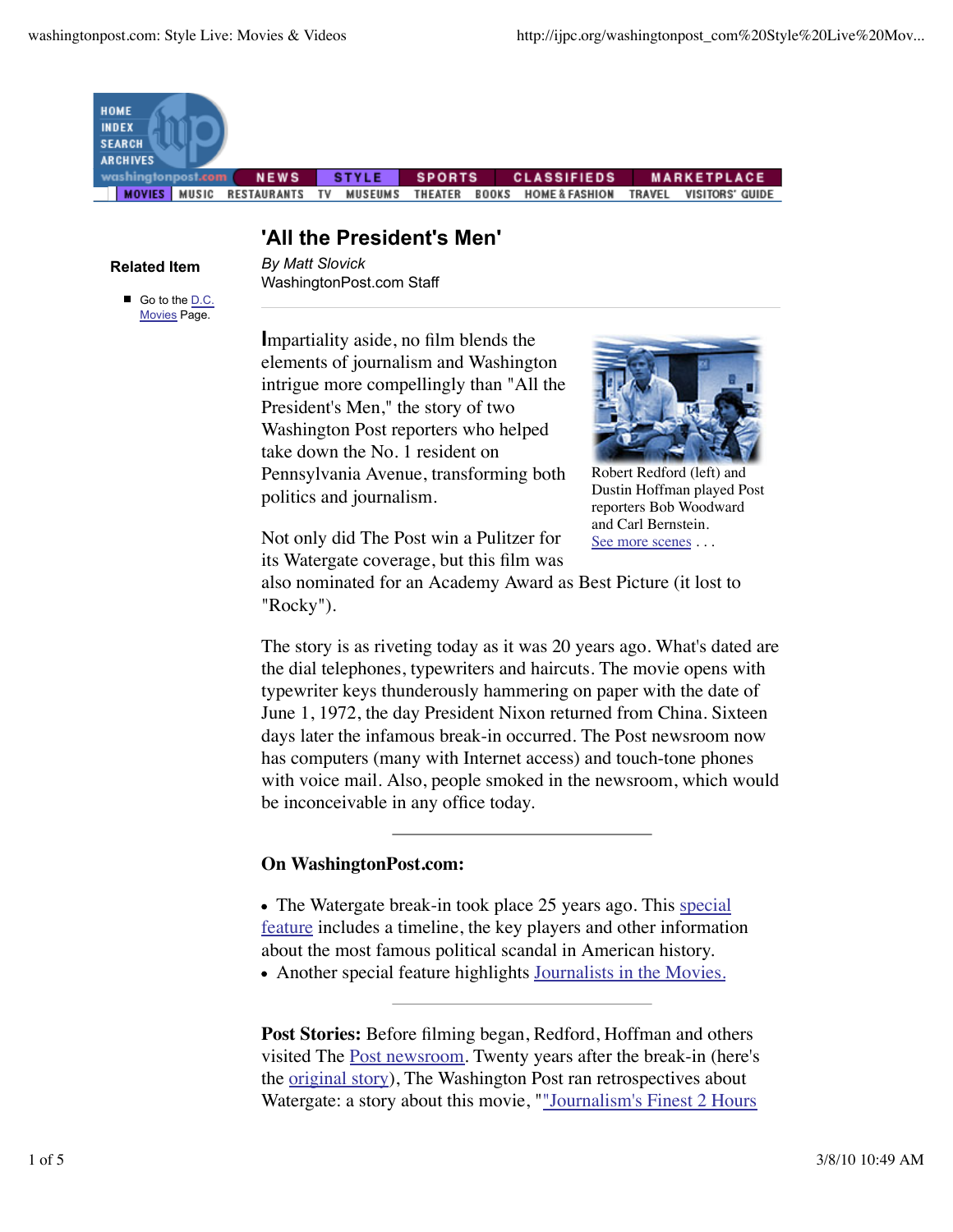# 'All the President's Men'

*By Matt Slovick*
WashingtonPost.com Staff

**Related Item**

- Go to the D.C. Movies Page.

Impartiality aside, no film blends the elements of journalism and Washington intrigue more compellingly than "All the President's Men," the story of two Washington Post reporters who helped take down the No. 1 resident on Pennsylvania Avenue, transforming both politics and journalism.

Robert Redford (left) and Dustin Hoffman played Post reporters Bob Woodward and Carl Bernstein. See more scenes . . .

Not only did The Post win a Pulitzer for its Watergate coverage, but this film was also nominated for an Academy Award as Best Picture (it lost to "Rocky").

The story is as riveting today as it was 20 years ago. What's dated are the dial telephones, typewriters and haircuts. The movie opens with typewriter keys thunderously hammering on paper with the date of June 1, 1972, the day President Nixon returned from China. Sixteen days later the infamous break-in occurred. The Post newsroom now has computers (many with Internet access) and touch-tone phones with voice mail. Also, people smoked in the newsroom, which would be inconceivable in any office today.

---

**On WashingtonPost.com:**

- The Watergate break-in took place 25 years ago. This special feature includes a timeline, the key players and other information about the most famous political scandal in American history.
- Another special feature highlights Journalists in the Movies.

---

**Post Stories:** Before filming began, Redford, Hoffman and others visited The Post newsroom. Twenty years after the break-in (here's the original story), The Washington Post ran retrospectives about Watergate: a story about this movie, ""Journalism's Finest 2 Hours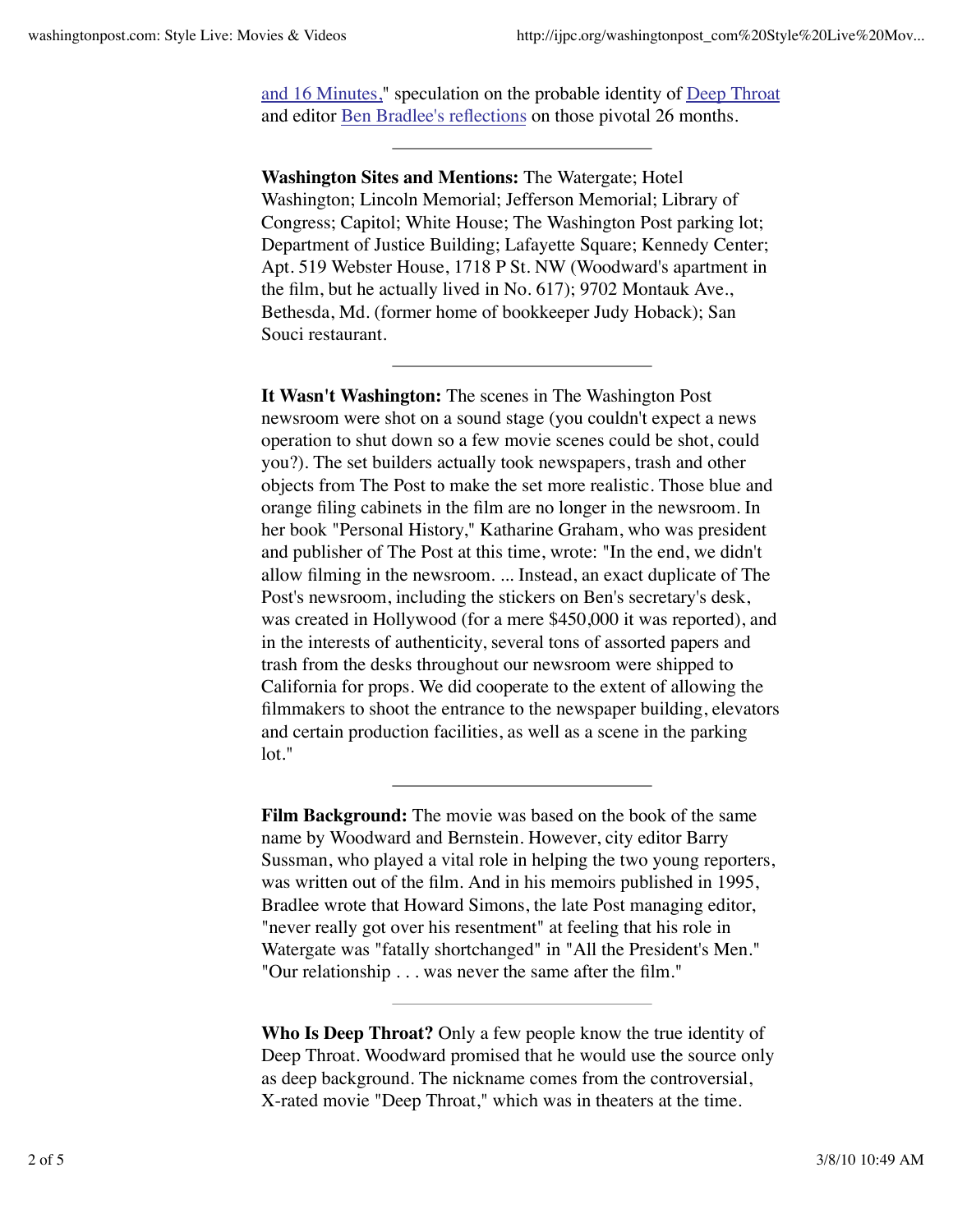and 16 Minutes," speculation on the probable identity of Deep Throat and editor Ben Bradlee's reflections on those pivotal 26 months.

---

**Washington Sites and Mentions:** The Watergate; Hotel Washington; Lincoln Memorial; Jefferson Memorial; Library of Congress; Capitol; White House; The Washington Post parking lot; Department of Justice Building; Lafayette Square; Kennedy Center; Apt. 519 Webster House, 1718 P St. NW (Woodward's apartment in the film, but he actually lived in No. 617); 9702 Montauk Ave., Bethesda, Md. (former home of bookkeeper Judy Hoback); San Souci restaurant.

---

**It Wasn't Washington:** The scenes in The Washington Post newsroom were shot on a sound stage (you couldn't expect a news operation to shut down so a few movie scenes could be shot, could you?). The set builders actually took newspapers, trash and other objects from The Post to make the set more realistic. Those blue and orange filing cabinets in the film are no longer in the newsroom. In her book "Personal History," Katharine Graham, who was president and publisher of The Post at this time, wrote: "In the end, we didn't allow filming in the newsroom. ... Instead, an exact duplicate of The Post's newsroom, including the stickers on Ben's secretary's desk, was created in Hollywood (for a mere $450,000 it was reported), and in the interests of authenticity, several tons of assorted papers and trash from the desks throughout our newsroom were shipped to California for props. We did cooperate to the extent of allowing the filmmakers to shoot the entrance to the newspaper building, elevators and certain production facilities, as well as a scene in the parking lot."

---

**Film Background:** The movie was based on the book of the same name by Woodward and Bernstein. However, city editor Barry Sussman, who played a vital role in helping the two young reporters, was written out of the film. And in his memoirs published in 1995, Bradlee wrote that Howard Simons, the late Post managing editor, "never really got over his resentment" at feeling that his role in Watergate was "fatally shortchanged" in "All the President's Men." "Our relationship . . . was never the same after the film."

---

**Who Is Deep Throat?** Only a few people know the true identity of Deep Throat. Woodward promised that he would use the source only as deep background. The nickname comes from the controversial, X-rated movie "Deep Throat," which was in theaters at the time.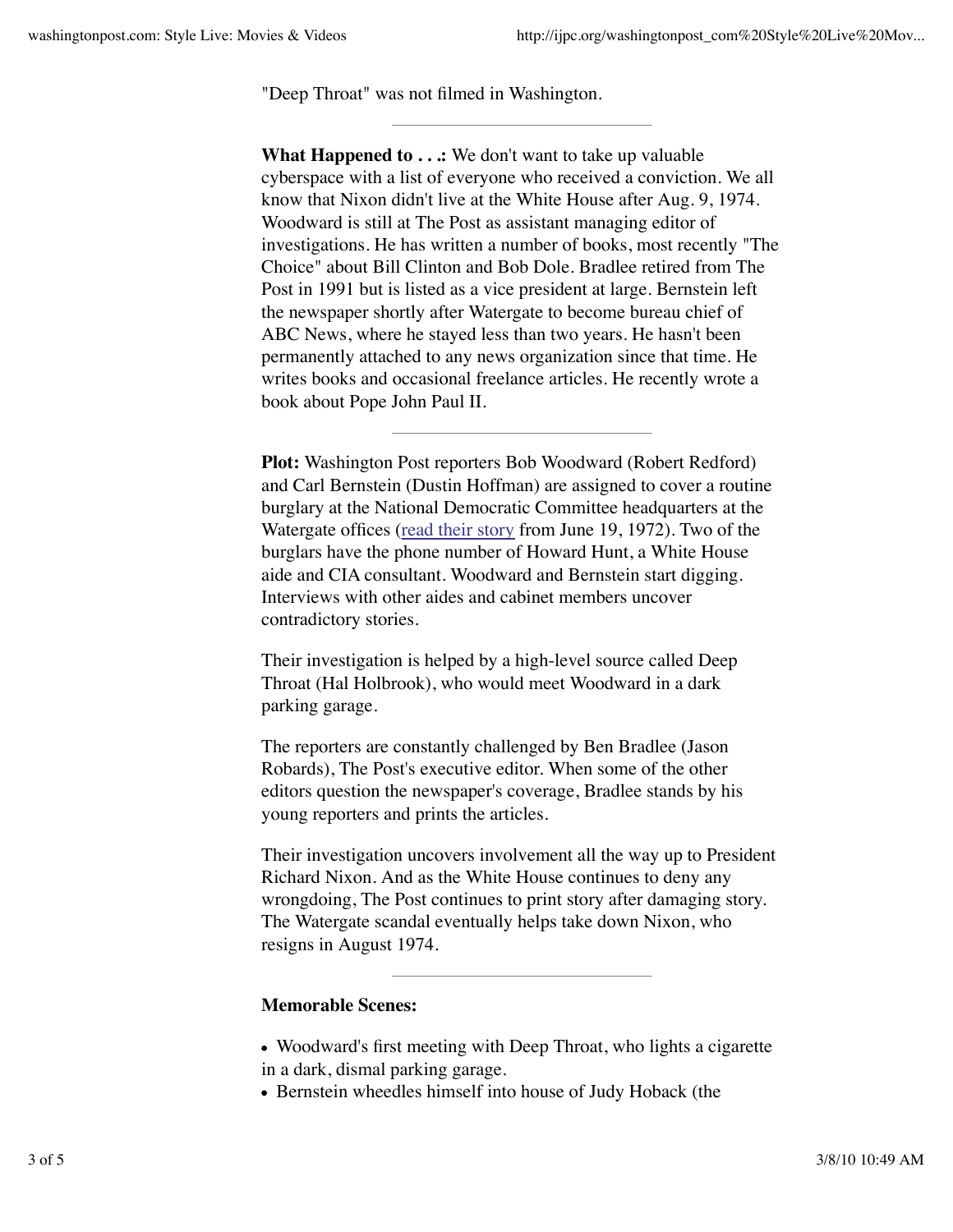"Deep Throat" was not filmed in Washington.

---

**What Happened to . . .:** We don't want to take up valuable cyberspace with a list of everyone who received a conviction. We all know that Nixon didn't live at the White House after Aug. 9, 1974. Woodward is still at The Post as assistant managing editor of investigations. He has written a number of books, most recently "The Choice" about Bill Clinton and Bob Dole. Bradlee retired from The Post in 1991 but is listed as a vice president at large. Bernstein left the newspaper shortly after Watergate to become bureau chief of ABC News, where he stayed less than two years. He hasn't been permanently attached to any news organization since that time. He writes books and occasional freelance articles. He recently wrote a book about Pope John Paul II.

---

**Plot:** Washington Post reporters Bob Woodward (Robert Redford) and Carl Bernstein (Dustin Hoffman) are assigned to cover a routine burglary at the National Democratic Committee headquarters at the Watergate offices (read their story from June 19, 1972). Two of the burglars have the phone number of Howard Hunt, a White House aide and CIA consultant. Woodward and Bernstein start digging. Interviews with other aides and cabinet members uncover contradictory stories.

Their investigation is helped by a high-level source called Deep Throat (Hal Holbrook), who would meet Woodward in a dark parking garage.

The reporters are constantly challenged by Ben Bradlee (Jason Robards), The Post's executive editor. When some of the other editors question the newspaper's coverage, Bradlee stands by his young reporters and prints the articles.

Their investigation uncovers involvement all the way up to President Richard Nixon. And as the White House continues to deny any wrongdoing, The Post continues to print story after damaging story. The Watergate scandal eventually helps take down Nixon, who resigns in August 1974.

---

**Memorable Scenes:**

- Woodward's first meeting with Deep Throat, who lights a cigarette in a dark, dismal parking garage.
- Bernstein wheedles himself into house of Judy Hoback (the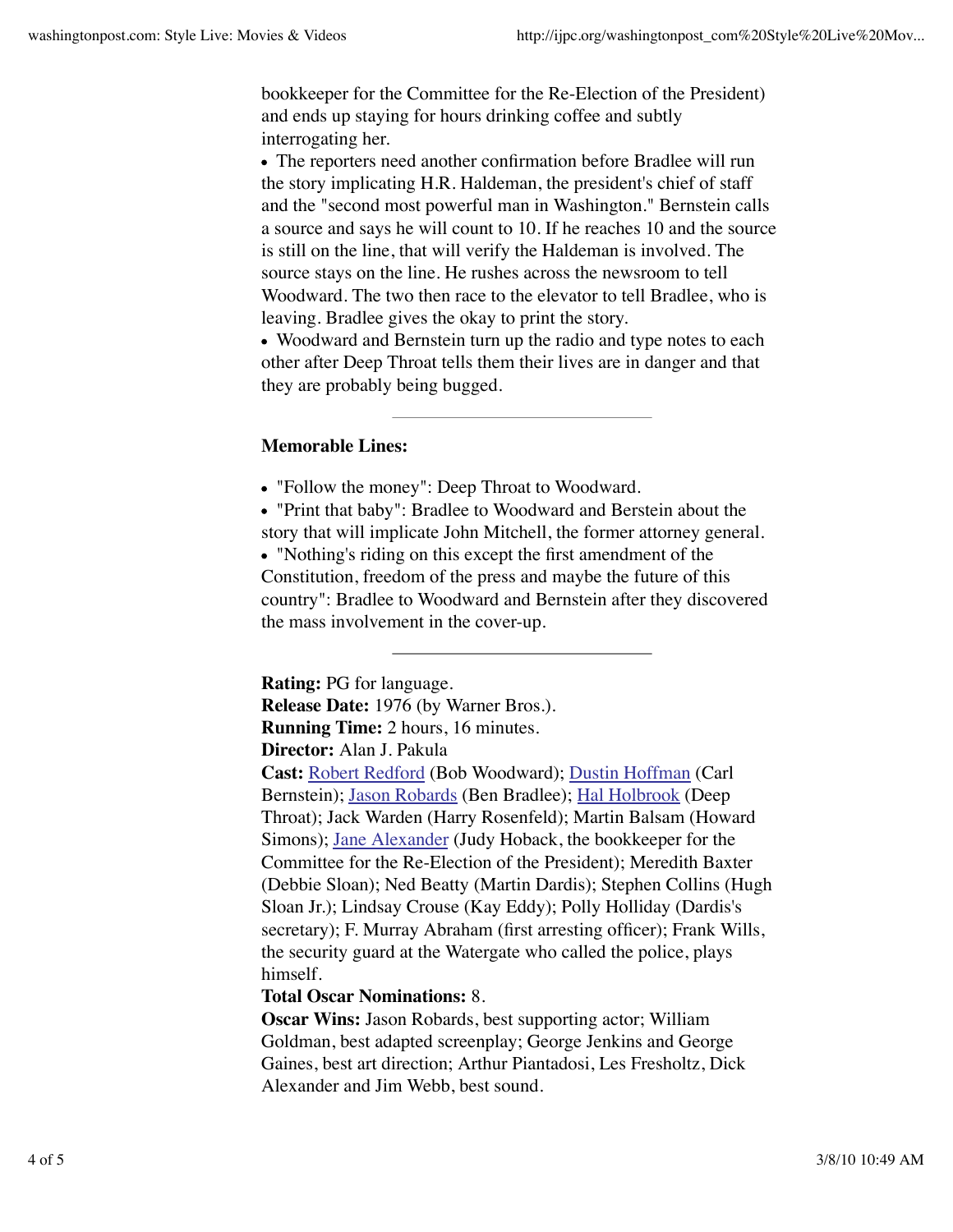bookkeeper for the Committee for the Re-Election of the President) and ends up staying for hours drinking coffee and subtly interrogating her.

- The reporters need another confirmation before Bradlee will run the story implicating H.R. Haldeman, the president's chief of staff and the "second most powerful man in Washington." Bernstein calls a source and says he will count to 10. If he reaches 10 and the source is still on the line, that will verify the Haldeman is involved. The source stays on the line. He rushes across the newsroom to tell Woodward. The two then race to the elevator to tell Bradlee, who is leaving. Bradlee gives the okay to print the story.
- Woodward and Bernstein turn up the radio and type notes to each other after Deep Throat tells them their lives are in danger and that they are probably being bugged.

---

**Memorable Lines:**

- "Follow the money": Deep Throat to Woodward.
- "Print that baby": Bradlee to Woodward and Berstein about the story that will implicate John Mitchell, the former attorney general.
- "Nothing's riding on this except the first amendment of the Constitution, freedom of the press and maybe the future of this country": Bradlee to Woodward and Bernstein after they discovered the mass involvement in the cover-up.

---

**Rating:** PG for language.
**Release Date:** 1976 (by Warner Bros.).
**Running Time:** 2 hours, 16 minutes.
**Director:** Alan J. Pakula
**Cast:** Robert Redford (Bob Woodward); Dustin Hoffman (Carl Bernstein); Jason Robards (Ben Bradlee); Hal Holbrook (Deep Throat); Jack Warden (Harry Rosenfeld); Martin Balsam (Howard Simons); Jane Alexander (Judy Hoback, the bookkeeper for the Committee for the Re-Election of the President); Meredith Baxter (Debbie Sloan); Ned Beatty (Martin Dardis); Stephen Collins (Hugh Sloan Jr.); Lindsay Crouse (Kay Eddy); Polly Holliday (Dardis's secretary); F. Murray Abraham (first arresting officer); Frank Wills, the security guard at the Watergate who called the police, plays himself.
**Total Oscar Nominations:** 8.
**Oscar Wins:** Jason Robards, best supporting actor; William Goldman, best adapted screenplay; George Jenkins and George Gaines, best art direction; Arthur Piantadosi, Les Fresholtz, Dick Alexander and Jim Webb, best sound.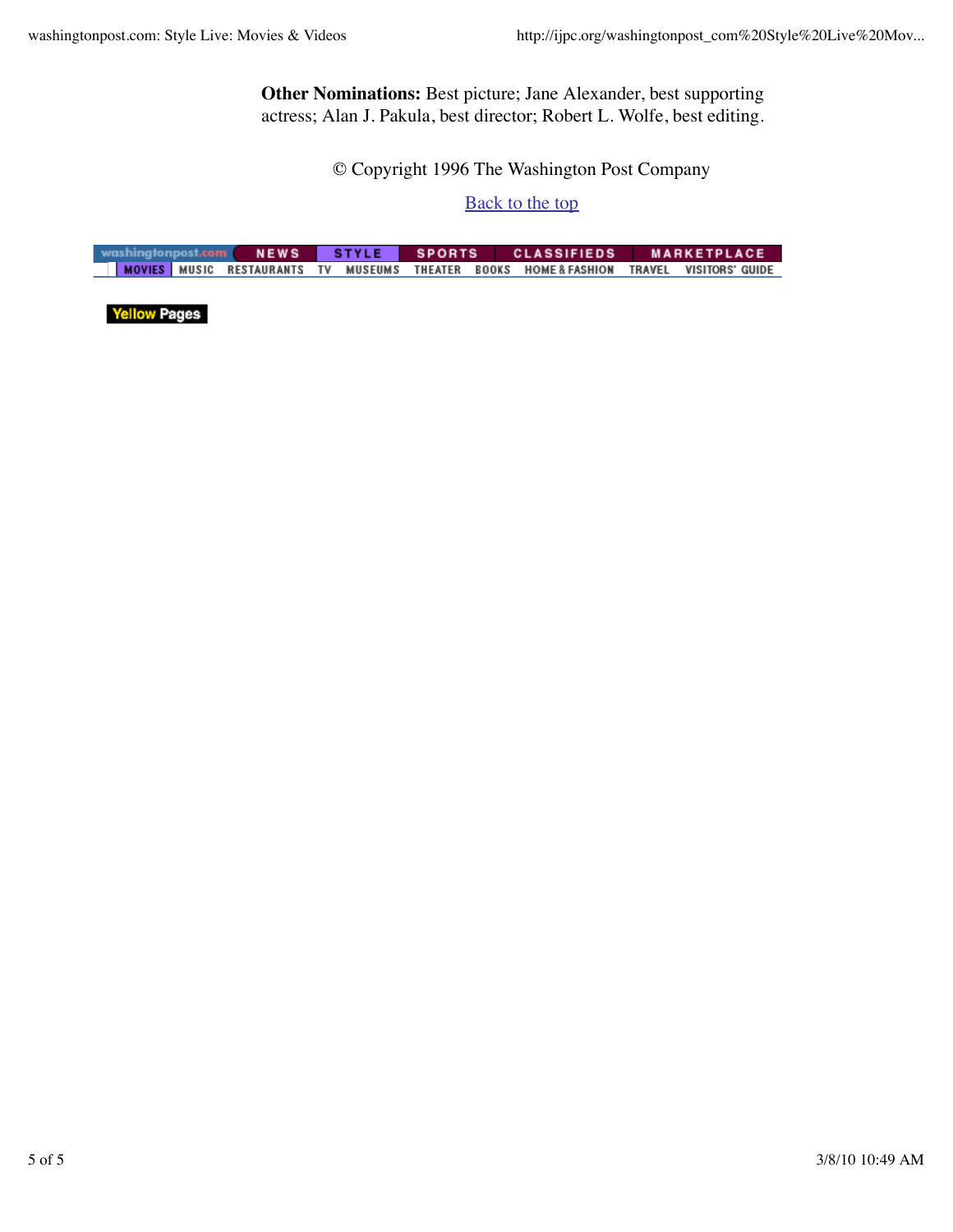**Other Nominations:** Best picture; Jane Alexander, best supporting actress; Alan J. Pakula, best director; Robert L. Wolfe, best editing.

© Copyright 1996 The Washington Post Company

Back to the top

washingtonpost.com NEWS STYLE SPORTS CLASSIFIEDS MARKETPLACE
MOVIES MUSIC RESTAURANTS TV MUSEUMS THEATER BOOKS HOME & FASHION TRAVEL VISITORS' GUIDE

Yellow Pages